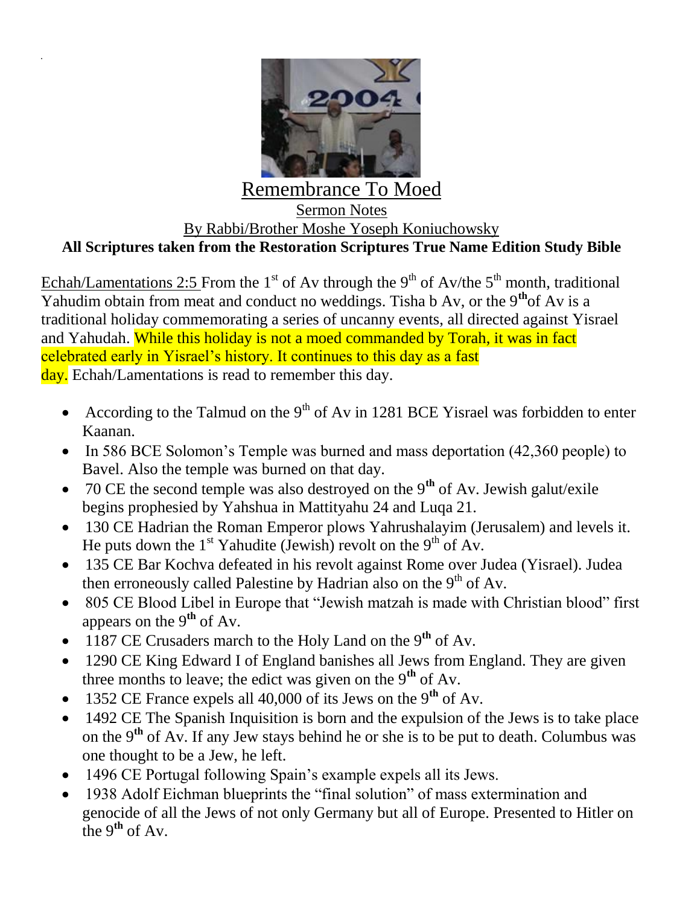# Remembrance To Moed

Sermon Notes

By Rabbi/Brother Moshe Yoseph Koniuchowsky

**All Scriptures taken from the Restoration Scriptures True Name Edition Study Bible**

Echah/Lamentations 2:5 From the 1st of Av through the 9th of Av/the 5th month, traditional Yahudim obtain from meat and conduct no weddings. Tisha b Av, or the 9th of Av is a traditional holiday commemorating a series of uncanny events, all directed against Yisrael and Yahudah. While this holiday is not a moed commanded by Torah, it was in fact celebrated early in Yisrael's history. It continues to this day as a fast day. Echah/Lamentations is read to remember this day.

- According to the Talmud on the 9th of Av in 1281 BCE Yisrael was forbidden to enter Kaanan.
- In 586 BCE Solomon's Temple was burned and mass deportation (42,360 people) to Bavel. Also the temple was burned on that day.
- 70 CE the second temple was also destroyed on the 9th of Av. Jewish galut/exile begins prophesied by Yahshua in Mattityahu 24 and Luqa 21.
- 130 CE Hadrian the Roman Emperor plows Yahrushalayim (Jerusalem) and levels it. He puts down the 1st Yahudite (Jewish) revolt on the 9th of Av.
- 135 CE Bar Kochva defeated in his revolt against Rome over Judea (Yisrael). Judea then erroneously called Palestine by Hadrian also on the 9th of Av.
- 805 CE Blood Libel in Europe that "Jewish matzah is made with Christian blood" first appears on the 9th of Av.
- 1187 CE Crusaders march to the Holy Land on the 9th of Av.
- 1290 CE King Edward I of England banishes all Jews from England. They are given three months to leave; the edict was given on the 9th of Av.
- 1352 CE France expels all 40,000 of its Jews on the 9th of Av.
- 1492 CE The Spanish Inquisition is born and the expulsion of the Jews is to take place on the 9th of Av. If any Jew stays behind he or she is to be put to death. Columbus was one thought to be a Jew, he left.
- 1496 CE Portugal following Spain's example expels all its Jews.
- 1938 Adolf Eichman blueprints the "final solution" of mass extermination and genocide of all the Jews of not only Germany but all of Europe. Presented to Hitler on the 9th of Av.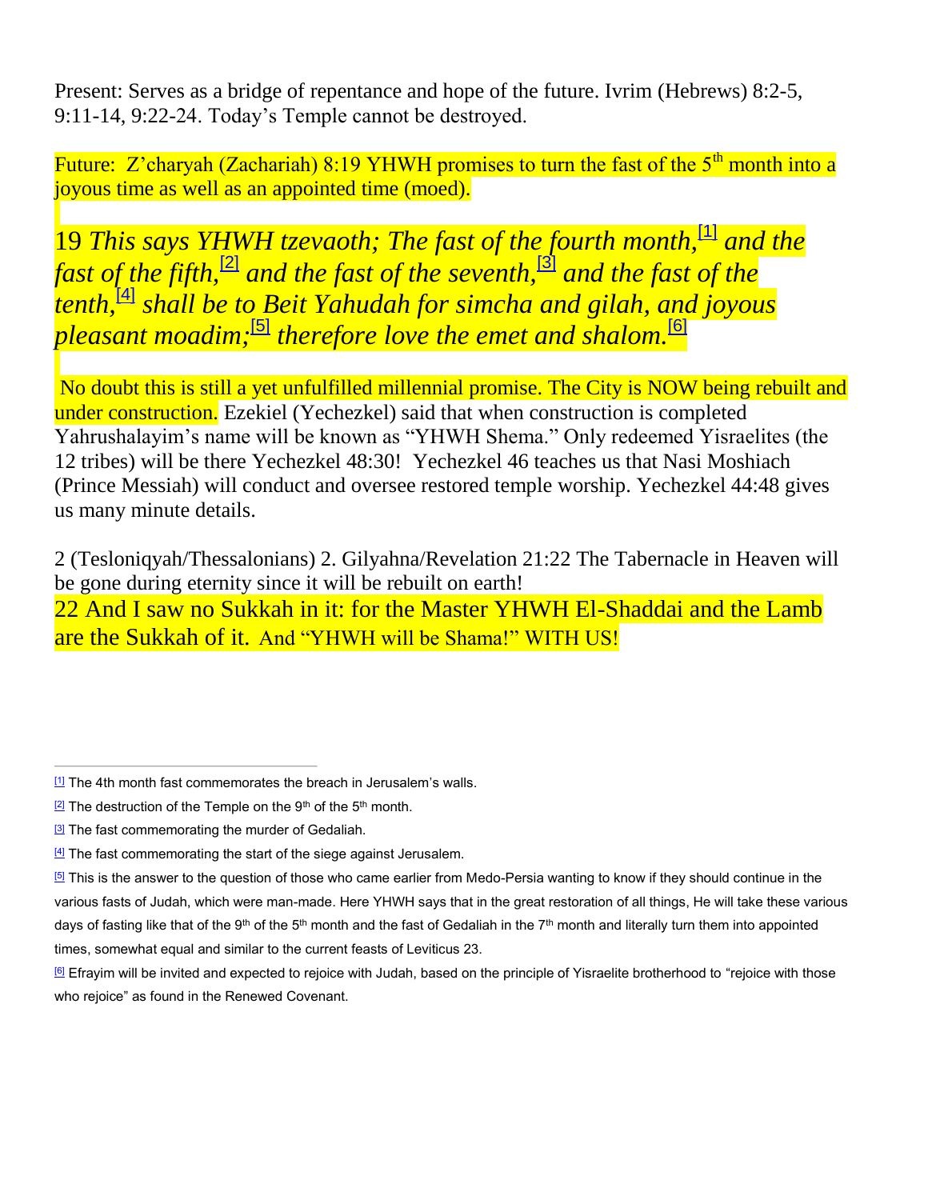Present: Serves as a bridge of repentance and hope of the future. Ivrim (Hebrews) 8:2-5, 9:11-14, 9:22-24. Today's Temple cannot be destroyed.

Future: Z'charyah (Zachariah) 8:19 YHWH promises to turn the fast of the 5th month into a joyous time as well as an appointed time (moed).

19 *This says YHWH tzevaoth; The fast of the fourth month,*[1] *and the fast of the fifth,*[2] *and the fast of the seventh,*[3] *and the fast of the tenth,*[4] *shall be to Beit Yahudah for simcha and gilah, and joyous pleasant moadim;*[5] *therefore love the emet and shalom.*[6]

No doubt this is still a yet unfulfilled millennial promise. The City is NOW being rebuilt and under construction. Ezekiel (Yechezkel) said that when construction is completed Yahrushalayim's name will be known as "YHWH Shema." Only redeemed Yisraelites (the 12 tribes) will be there Yechezkel 48:30! Yechezkel 46 teaches us that Nasi Moshiach (Prince Messiah) will conduct and oversee restored temple worship. Yechezkel 44:48 gives us many minute details.

2 (Tesloniqyah/Thessalonians) 2. Gilyahna/Revelation 21:22 The Tabernacle in Heaven will be gone during eternity since it will be rebuilt on earth!

22 And I saw no Sukkah in it: for the Master YHWH El-Shaddai and the Lamb are the Sukkah of it. And "YHWH will be Shama!" WITH US!

---

[1] The 4th month fast commemorates the breach in Jerusalem's walls.

[2] The destruction of the Temple on the 9th of the 5th month.

[3] The fast commemorating the murder of Gedaliah.

[4] The fast commemorating the start of the siege against Jerusalem.

[5] This is the answer to the question of those who came earlier from Medo-Persia wanting to know if they should continue in the various fasts of Judah, which were man-made. Here YHWH says that in the great restoration of all things, He will take these various days of fasting like that of the 9th of the 5th month and the fast of Gedaliah in the 7th month and literally turn them into appointed times, somewhat equal and similar to the current feasts of Leviticus 23.

[6] Efrayim will be invited and expected to rejoice with Judah, based on the principle of Yisraelite brotherhood to "rejoice with those who rejoice" as found in the Renewed Covenant.